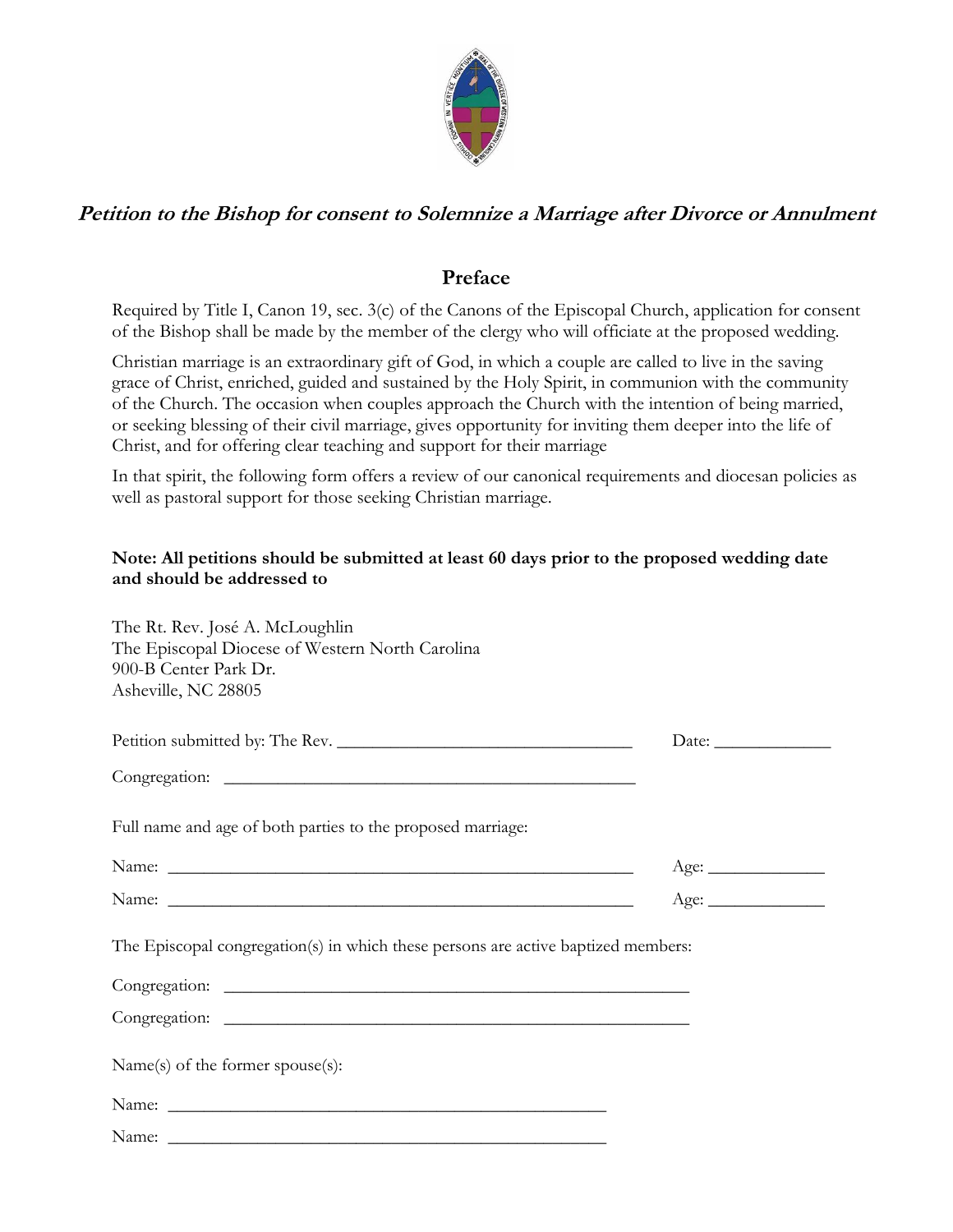***Petition to the Bishop for consent to Solemnize a Marriage after Divorce or Annulment***

## Preface

Required by Title I, Canon 19, sec. 3(c) of the Canons of the Episcopal Church, application for consent of the Bishop shall be made by the member of the clergy who will officiate at the proposed wedding.

Christian marriage is an extraordinary gift of God, in which a couple are called to live in the saving grace of Christ, enriched, guided and sustained by the Holy Spirit, in communion with the community of the Church. The occasion when couples approach the Church with the intention of being married, or seeking blessing of their civil marriage, gives opportunity for inviting them deeper into the life of Christ, and for offering clear teaching and support for their marriage

In that spirit, the following form offers a review of our canonical requirements and diocesan policies as well as pastoral support for those seeking Christian marriage.

**Note: All petitions should be submitted at least 60 days prior to the proposed wedding date and should be addressed to**

The Rt. Rev. José A. McLoughlin
The Episcopal Diocese of Western North Carolina
900-B Center Park Dr.
Asheville, NC 28805

Petition submitted by: The Rev. ______________________________ Date: ____________

Congregation: ________________________________________

Full name and age of both parties to the proposed marriage:

Name: ______________________________________________ Age: ____________

Name: ______________________________________________ Age: ____________

The Episcopal congregation(s) in which these persons are active baptized members:

Congregation: ____________________________________________

Congregation: ____________________________________________

Name(s) of the former spouse(s):

Name: __________________________________________

Name: __________________________________________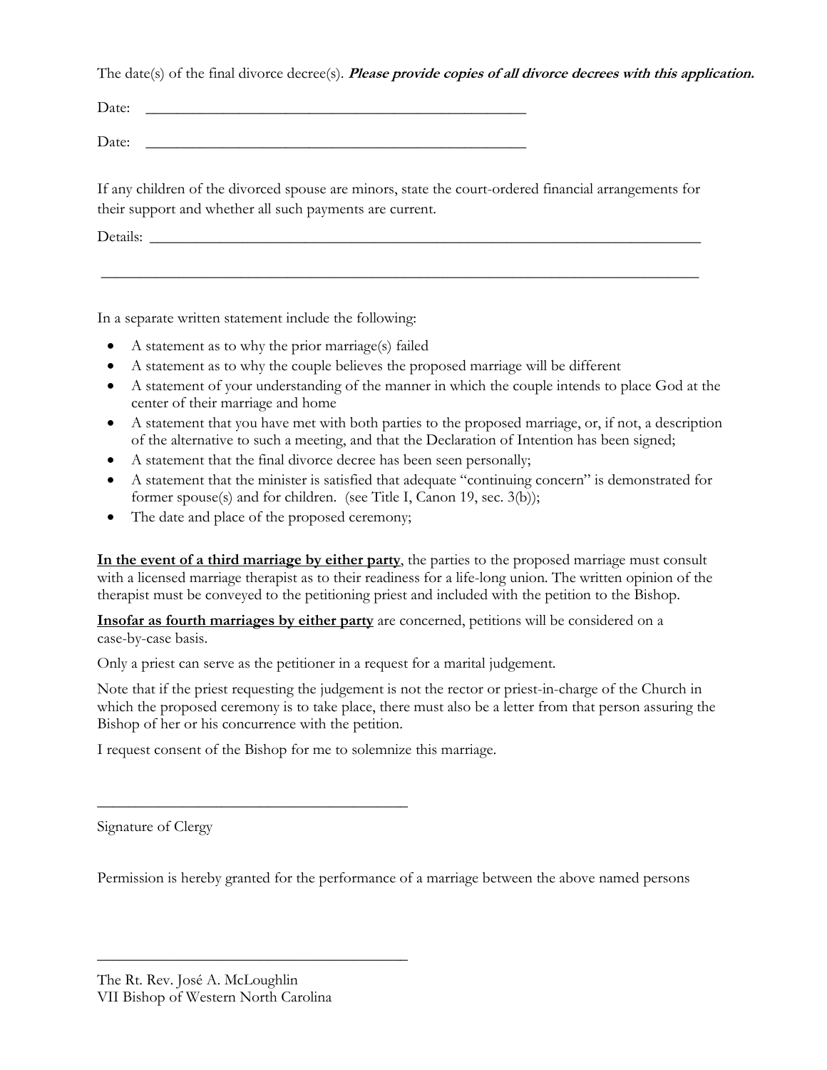The date(s) of the final divorce decree(s). ***Please provide copies of all divorce decrees with this application.***

Date: ____________________________________________________

Date: ____________________________________________________

If any children of the divorced spouse are minors, state the court-ordered financial arrangements for their support and whether all such payments are current.

Details: ____________________________________________________________________________

______________________________________________________________________________________

In a separate written statement include the following:

- A statement as to why the prior marriage(s) failed
- A statement as to why the couple believes the proposed marriage will be different
- A statement of your understanding of the manner in which the couple intends to place God at the center of their marriage and home
- A statement that you have met with both parties to the proposed marriage, or, if not, a description of the alternative to such a meeting, and that the Declaration of Intention has been signed;
- A statement that the final divorce decree has been seen personally;
- A statement that the minister is satisfied that adequate "continuing concern" is demonstrated for former spouse(s) and for children. (see Title I, Canon 19, sec. 3(b));
- The date and place of the proposed ceremony;

**<u>In the event of a third marriage by either party</u>**, the parties to the proposed marriage must consult with a licensed marriage therapist as to their readiness for a life-long union. The written opinion of the therapist must be conveyed to the petitioning priest and included with the petition to the Bishop.

**<u>Insofar as fourth marriages by either party</u>** are concerned, petitions will be considered on a case-by-case basis.

Only a priest can serve as the petitioner in a request for a marital judgement.

Note that if the priest requesting the judgement is not the rector or priest-in-charge of the Church in which the proposed ceremony is to take place, there must also be a letter from that person assuring the Bishop of her or his concurrence with the petition.

I request consent of the Bishop for me to solemnize this marriage.

________________________________________

Signature of Clergy

Permission is hereby granted for the performance of a marriage between the above named persons

________________________________________

The Rt. Rev. José A. McLoughlin
VII Bishop of Western North Carolina